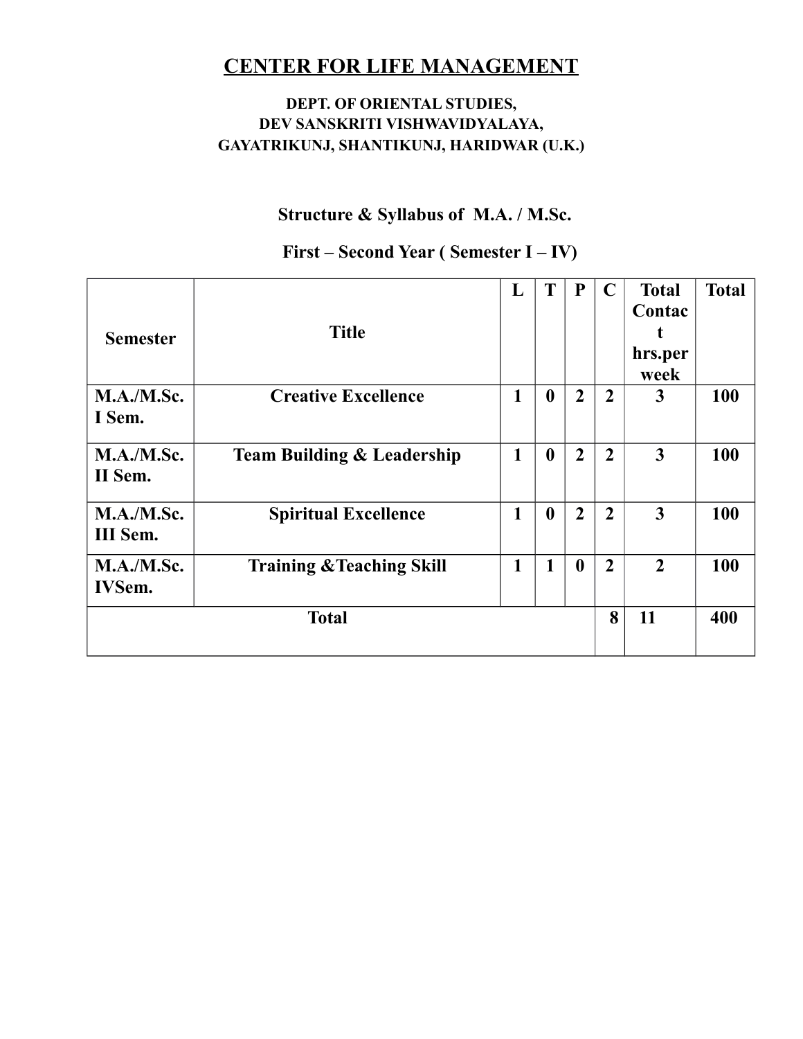# CENTER FOR LIFE MANAGEMENT

**DEPT. OF ORIENTAL STUDIES,**
**DEV SANSKRITI VISHWAVIDYALAYA,**
**GAYATRIKUNJ, SHANTIKUNJ, HARIDWAR (U.K.)**

## Structure & Syllabus of M.A. / M.Sc.

## First – Second Year ( Semester I – IV)

| Semester | Title | L | T | P | C | Total Contact hrs.per week | Total |
|---|---|---|---|---|---|---|---|
| M.A./M.Sc. I Sem. | Creative Excellence | 1 | 0 | 2 | 2 | 3 | 100 |
| M.A./M.Sc. II Sem. | Team Building & Leadership | 1 | 0 | 2 | 2 | 3 | 100 |
| M.A./M.Sc. III Sem. | Spiritual Excellence | 1 | 0 | 2 | 2 | 3 | 100 |
| M.A./M.Sc. IVSem. | Training &Teaching Skill | 1 | 1 | 0 | 2 | 2 | 100 |
| Total | | | | | 8 | 11 | 400 |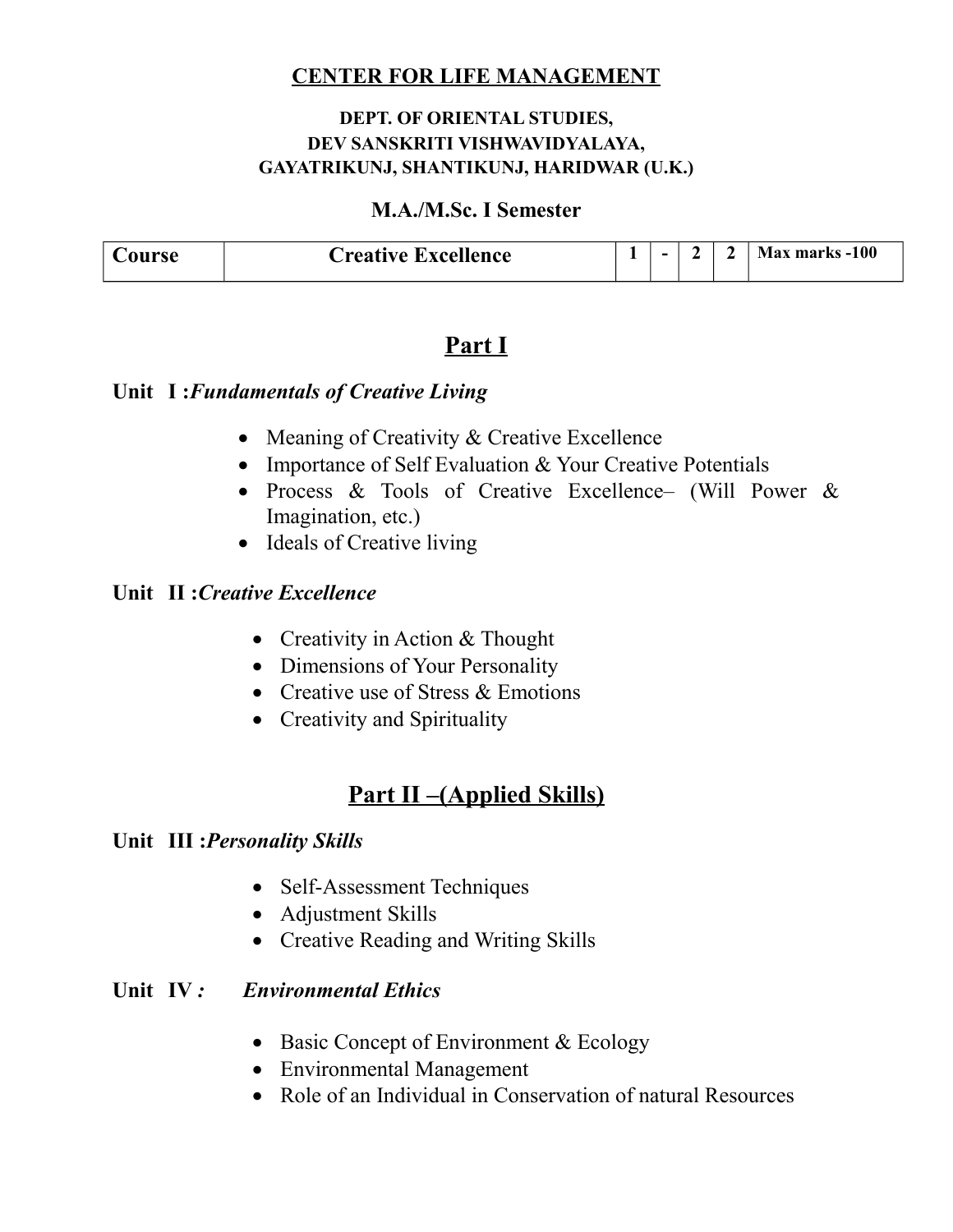# CENTER FOR LIFE MANAGEMENT

### DEPT. OF ORIENTAL STUDIES,
### DEV SANSKRITI VISHWAVIDYALAYA,
### GAYATRIKUNJ, SHANTIKUNJ, HARIDWAR (U.K.)

## M.A./M.Sc. I Semester

| Course | Creative Excellence | 1 | - | 2 | 2 | Max marks -100 |
|---|---|---|---|---|---|---|

## Part I

**Unit I :*Fundamentals of Creative Living***

- Meaning of Creativity & Creative Excellence
- Importance of Self Evaluation & Your Creative Potentials
- Process & Tools of Creative Excellence– (Will Power & Imagination, etc.)
- Ideals of Creative living

**Unit II :*Creative Excellence***

- Creativity in Action & Thought
- Dimensions of Your Personality
- Creative use of Stress & Emotions
- Creativity and Spirituality

## Part II –(Applied Skills)

**Unit III :*Personality Skills***

- Self-Assessment Techniques
- Adjustment Skills
- Creative Reading and Writing Skills

**Unit IV *:* *Environmental Ethics***

- Basic Concept of Environment & Ecology
- Environmental Management
- Role of an Individual in Conservation of natural Resources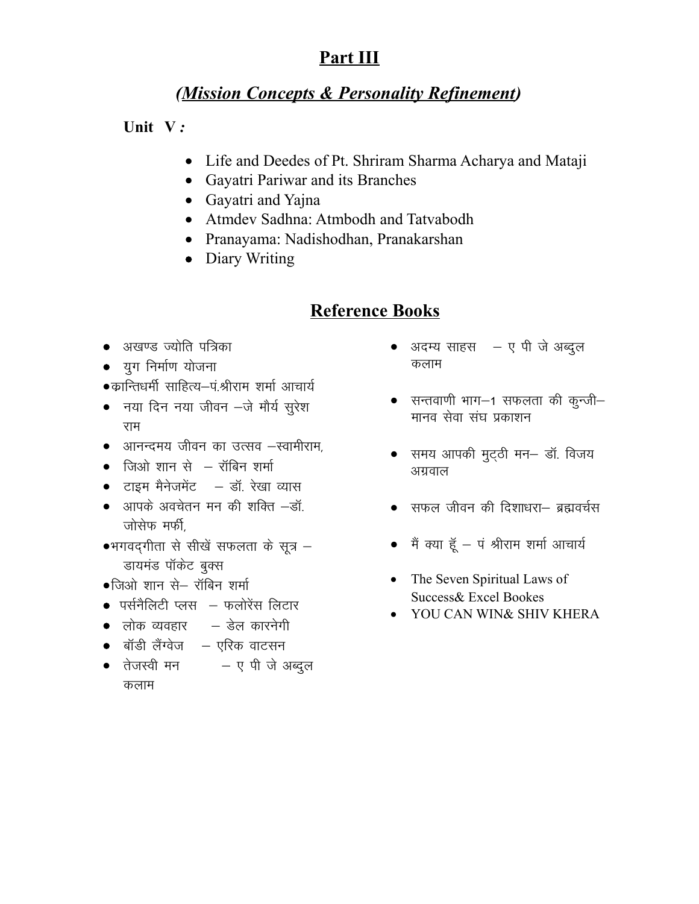# Part III

## *(Mission Concepts & Personality Refinement)*

**Unit V :**

- Life and Deedes of Pt. Shriram Sharma Acharya and Mataji
- Gayatri Pariwar and its Branches
- Gayatri and Yajna
- Atmdev Sadhna: Atmbodh and Tatvabodh
- Pranayama: Nadishodhan, Pranakarshan
- Diary Writing

## Reference Books

- अखण्ड ज्योति पत्रिका
- युग निर्माण योजना
- कान्तिधर्मी साहित्य–पं.श्रीराम शर्मा आचार्य
- नया दिन नया जीवन –जे मौर्य सुरेश राम
- आनन्दमय जीवन का उत्सव –स्वामीराम,
- जिओ शान से – रॉबिन शर्मा
- टाइम मैनेजमेंट – डॉ. रेखा व्यास
- आपके अवचेतन मन की शक्ति –डॉ. जोसेफ मर्फी,
- भगवद्गीता से सीखें सफलता के सूत्र – डायमंड पॉकेट बुक्स
- जिओ शान से– रॉबिन शर्मा
- पर्सनैलिटी प्लस – फलोरेंस लिटार
- लोक व्यवहार – डेल कारनेगी
- बॉडी लैंग्वेज – एरिक वाटसन
- तेजस्वी मन – ए पी जे अब्दुल कलाम
- अदम्य साहस – ए पी जे अब्दुल कलाम
- सन्तवाणी भाग–1 सफलता की कुन्जी– मानव सेवा संघ प्रकाशन
- समय आपकी मुट्ठी मन– डॉ. विजय अग्रवाल
- सफल जीवन की दिशाधरा– ब्रह्मवर्चस
- मैं क्या हूँ – पं श्रीराम शर्मा आचार्य
- The Seven Spiritual Laws of Success& Excel Bookes
- YOU CAN WIN& SHIV KHERA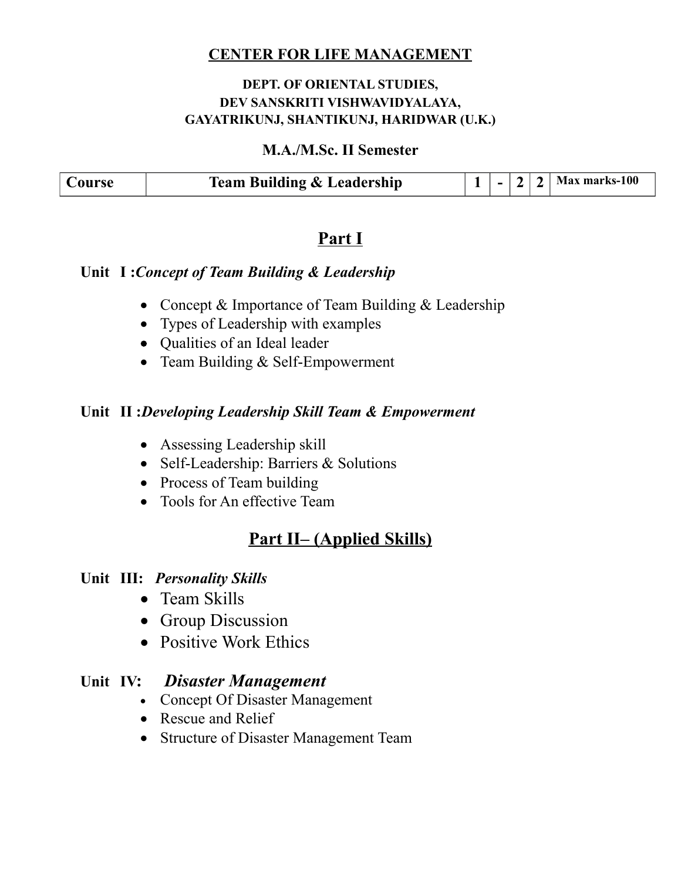# CENTER FOR LIFE MANAGEMENT

**DEPT. OF ORIENTAL STUDIES,**
**DEV SANSKRITI VISHWAVIDYALAYA,**
**GAYATRIKUNJ, SHANTIKUNJ, HARIDWAR (U.K.)**

**M.A./M.Sc. II Semester**

| Course | Team Building & Leadership | 1 | - | 2 | 2 | Max marks-100 |
|---|---|---|---|---|---|---|

## Part I

**Unit I :*Concept of Team Building & Leadership***

- Concept & Importance of Team Building & Leadership
- Types of Leadership with examples
- Qualities of an Ideal leader
- Team Building & Self-Empowerment

**Unit II :*Developing Leadership Skill Team & Empowerment***

- Assessing Leadership skill
- Self-Leadership: Barriers & Solutions
- Process of Team building
- Tools for An effective Team

## Part II– (Applied Skills)

**Unit III: *Personality Skills***

- Team Skills
- Group Discussion
- Positive Work Ethics

**Unit IV: *Disaster Management***

- Concept Of Disaster Management
- Rescue and Relief
- Structure of Disaster Management Team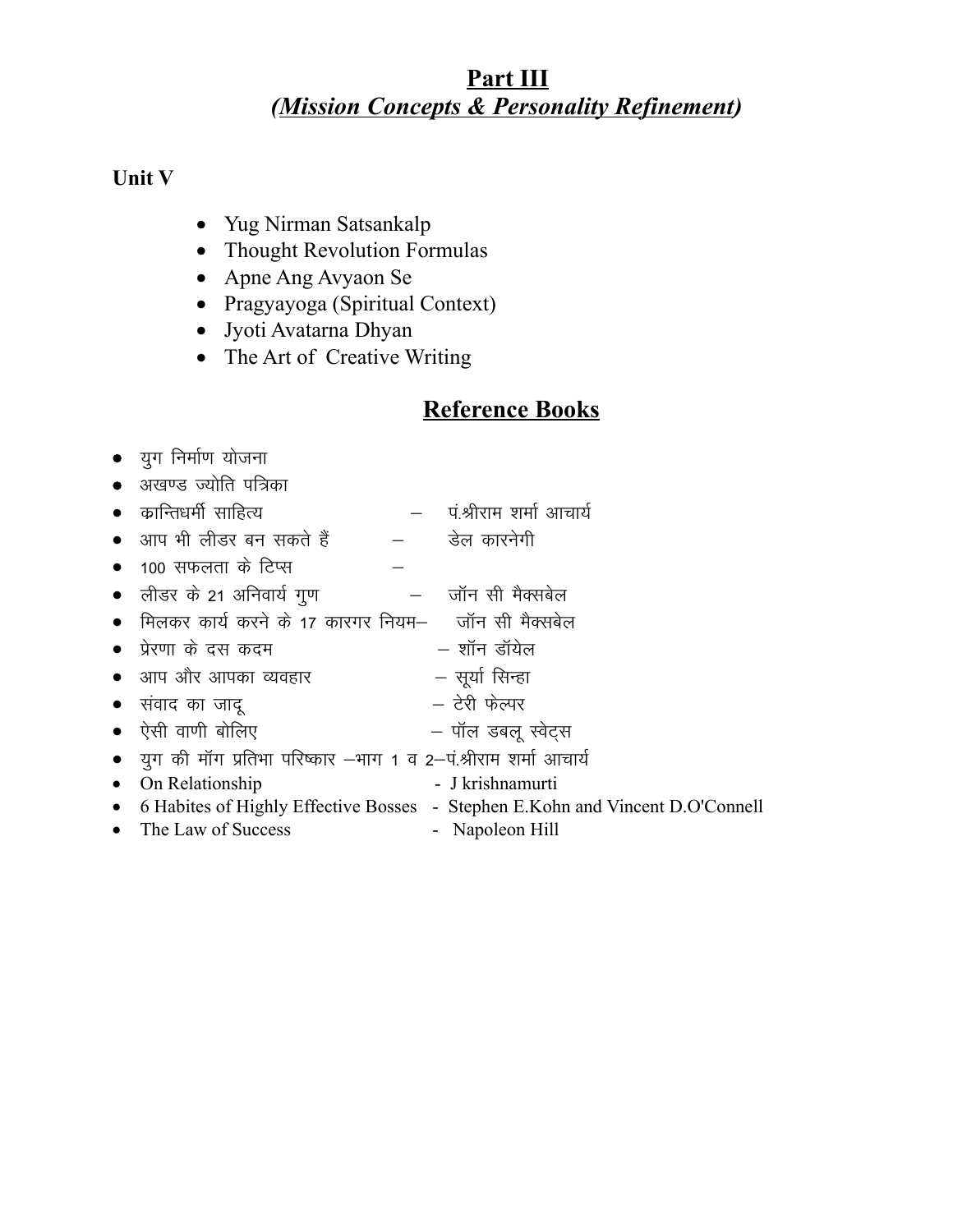# **Part III**

## ***(Mission Concepts & Personality Refinement)***

**Unit V**

- Yug Nirman Satsankalp
- Thought Revolution Formulas
- Apne Ang Avyaon Se
- Pragyayoga (Spiritual Context)
- Jyoti Avatarna Dhyan
- The Art of Creative Writing

## **Reference Books**

- युग निर्माण योजना
- अखण्ड ज्योति पत्रिका
- क्रान्तिधर्मी साहित्य – पं.श्रीराम शर्मा आचार्य
- आप भी लीडर बन सकते हैं – डेल कारनेगी
- 100 सफलता के टिप्स –
- लीडर के 21 अनिवार्य गुण – जॉन सी मैक्सबेल
- मिलकर कार्य करने के 17 कारगर नियम– जॉन सी मैक्सबेल
- प्रेरणा के दस कदम – शॉन डॉयेल
- आप और आपका व्यवहार – सूर्या सिन्हा
- संवाद का जादू – टेरी फेल्पर
- ऐसी वाणी बोलिए – पॉल डबलू स्वेट्स
- युग की मॉग प्रतिभा परिष्कार –भाग 1 व 2–पं.श्रीराम शर्मा आचार्य
- On Relationship - J krishnamurti
- 6 Habites of Highly Effective Bosses - Stephen E.Kohn and Vincent D.O'Connell
- The Law of Success - Napoleon Hill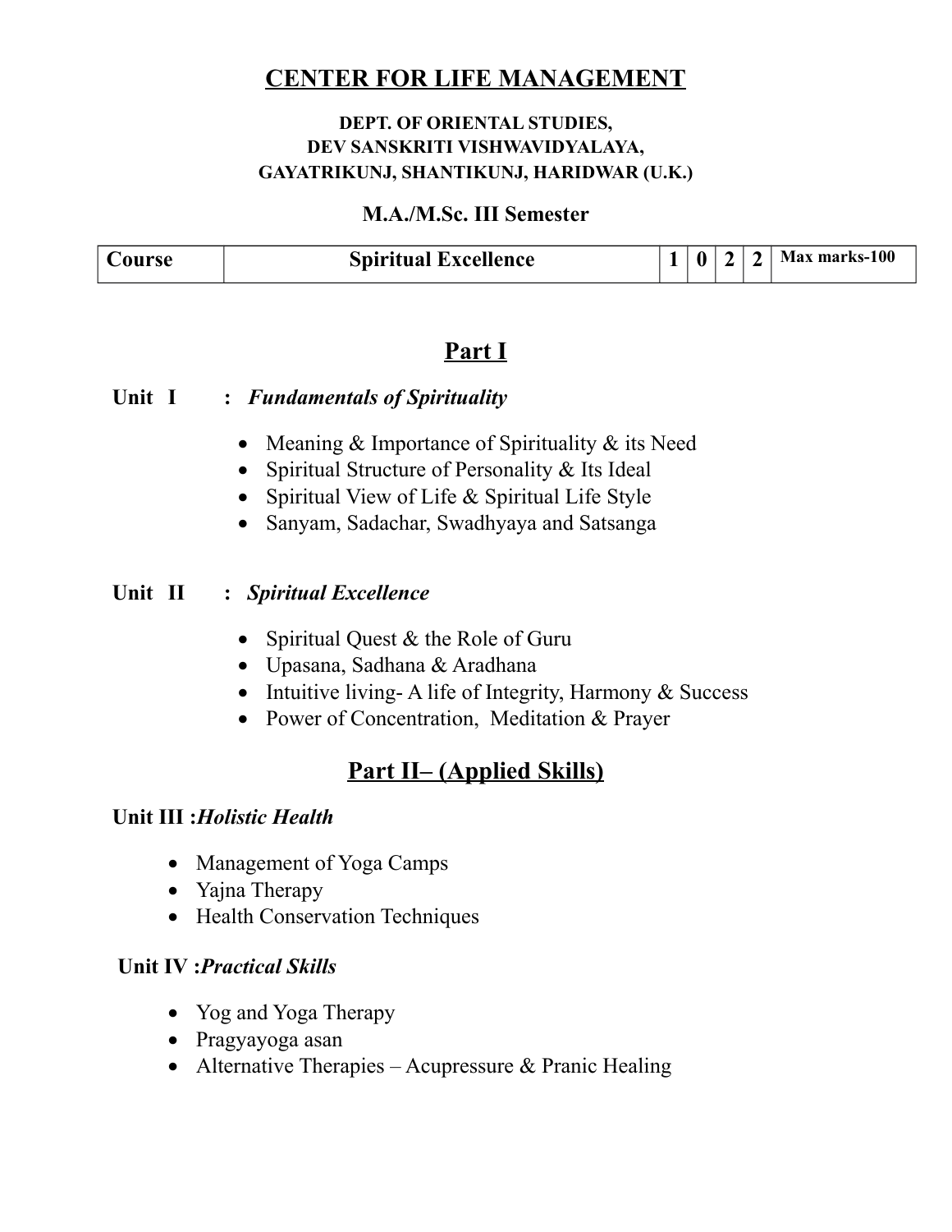# CENTER FOR LIFE MANAGEMENT

**DEPT. OF ORIENTAL STUDIES,**
**DEV SANSKRITI VISHWAVIDYALAYA,**
**GAYATRIKUNJ, SHANTIKUNJ, HARIDWAR (U.K.)**

**M.A./M.Sc. III Semester**

| Course | Spiritual Excellence | 1 | 0 | 2 | 2 | Max marks-100 |
|---|---|---|---|---|---|---|

## Part I

**Unit I : *Fundamentals of Spirituality***

- Meaning & Importance of Spirituality & its Need
- Spiritual Structure of Personality & Its Ideal
- Spiritual View of Life & Spiritual Life Style
- Sanyam, Sadachar, Swadhyaya and Satsanga

**Unit II : *Spiritual Excellence***

- Spiritual Quest & the Role of Guru
- Upasana, Sadhana & Aradhana
- Intuitive living- A life of Integrity, Harmony & Success
- Power of Concentration, Meditation & Prayer

## Part II– (Applied Skills)

**Unit III :*Holistic Health***

- Management of Yoga Camps
- Yajna Therapy
- Health Conservation Techniques

**Unit IV :*Practical Skills***

- Yog and Yoga Therapy
- Pragyayoga asan
- Alternative Therapies – Acupressure & Pranic Healing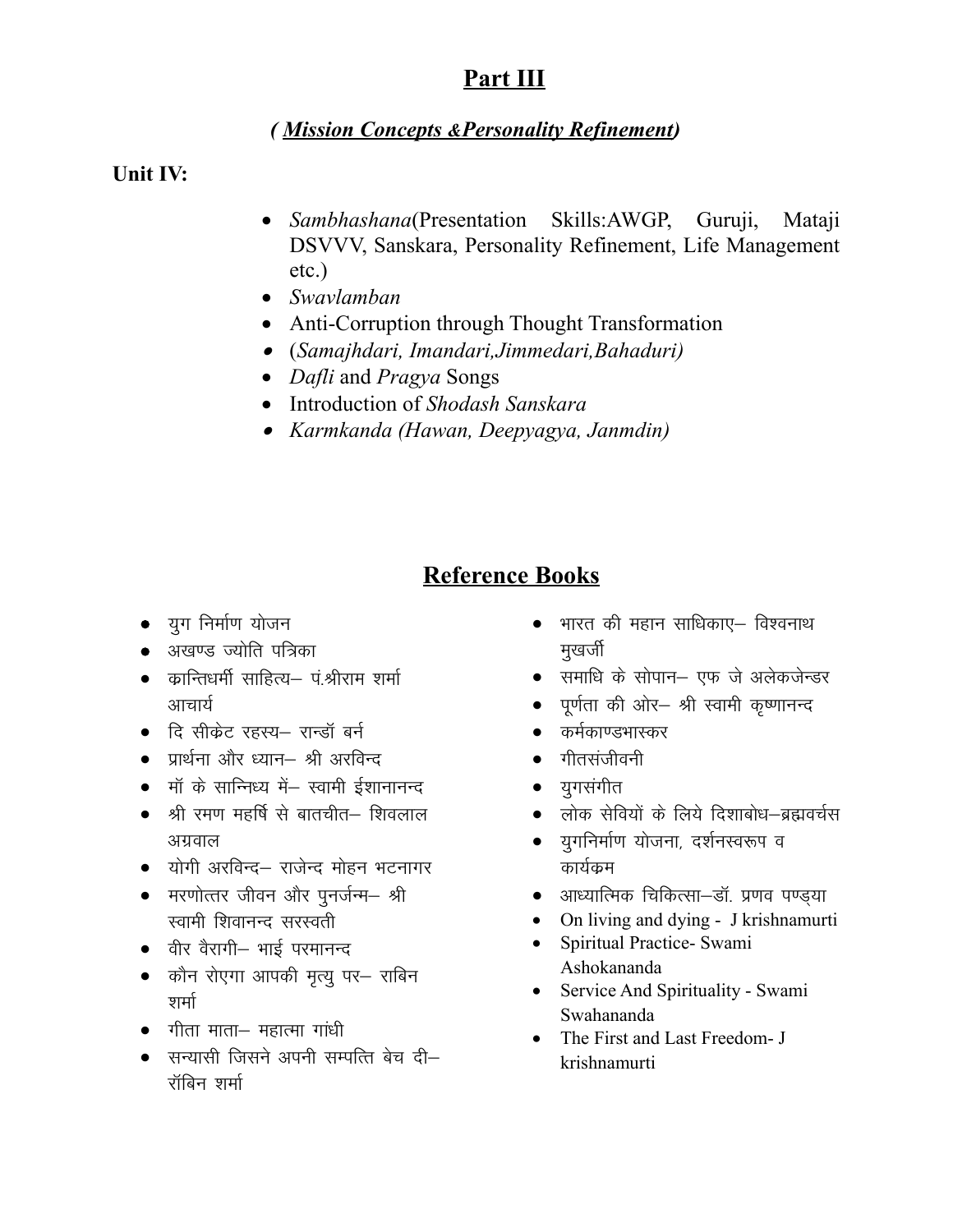# Part III

### ( *Mission Concepts &Personality Refinement*)

**Unit IV:**

- *Sambhashana*(Presentation Skills:AWGP, Guruji, Mataji DSVVV, Sanskara, Personality Refinement, Life Management etc.)
- *Swavlamban*
- Anti-Corruption through Thought Transformation
- (*Samajhdari, Imandari,Jimmedari,Bahaduri)*
- *Dafli* and *Pragya* Songs
- Introduction of *Shodash Sanskara*
- *Karmkanda (Hawan, Deepyagya, Janmdin)*

## Reference Books

- युग निर्माण योजन
- अखण्ड ज्योति पत्रिका
- क्रान्तिधर्मी साहित्य– पं.श्रीराम शर्मा आचार्य
- दि सीक्रेट रहस्य– रान्डॉ बर्न
- प्रार्थना और ध्यान– श्री अरविन्द
- मॉ के सान्निध्य में– स्वामी ईशानानन्द
- श्री रमण महर्षि से बातचीत– शिवलाल अग्रवाल
- योगी अरविन्द– राजेन्द मोहन भटनागर
- मरणोत्तर जीवन और पुनर्जन्म– श्री स्वामी शिवानन्द सरस्वती
- वीर वैरागी– भाई परमानन्द
- कौन रोएगा आपकी मृत्यु पर– राबिन शर्मा
- गीता माता– महात्मा गांधी
- सन्यासी जिसने अपनी सम्पत्ति बेच दी– रॉबिन शर्मा
- भारत की महान साधिकाए– विश्वनाथ मुखर्जी
- समाधि के सोपान– एफ जे अलेकजेन्डर
- पूर्णता की ओर– श्री स्वामी कृष्णानन्द
- कर्मकाण्डभास्कर
- गीतसंजीवनी
- युगसंगीत
- लोक सेवियों के लिये दिशाबोध–ब्रह्मवर्चस
- युगनिर्माण योजना, दर्शनस्वरूप व कार्यक्रम
- आध्यात्मिक चिकित्सा–डॉ. प्रणव पण्ड्या
- On living and dying - J krishnamurti
- Spiritual Practice- Swami Ashokananda
- Service And Spirituality - Swami Swahananda
- The First and Last Freedom- J krishnamurti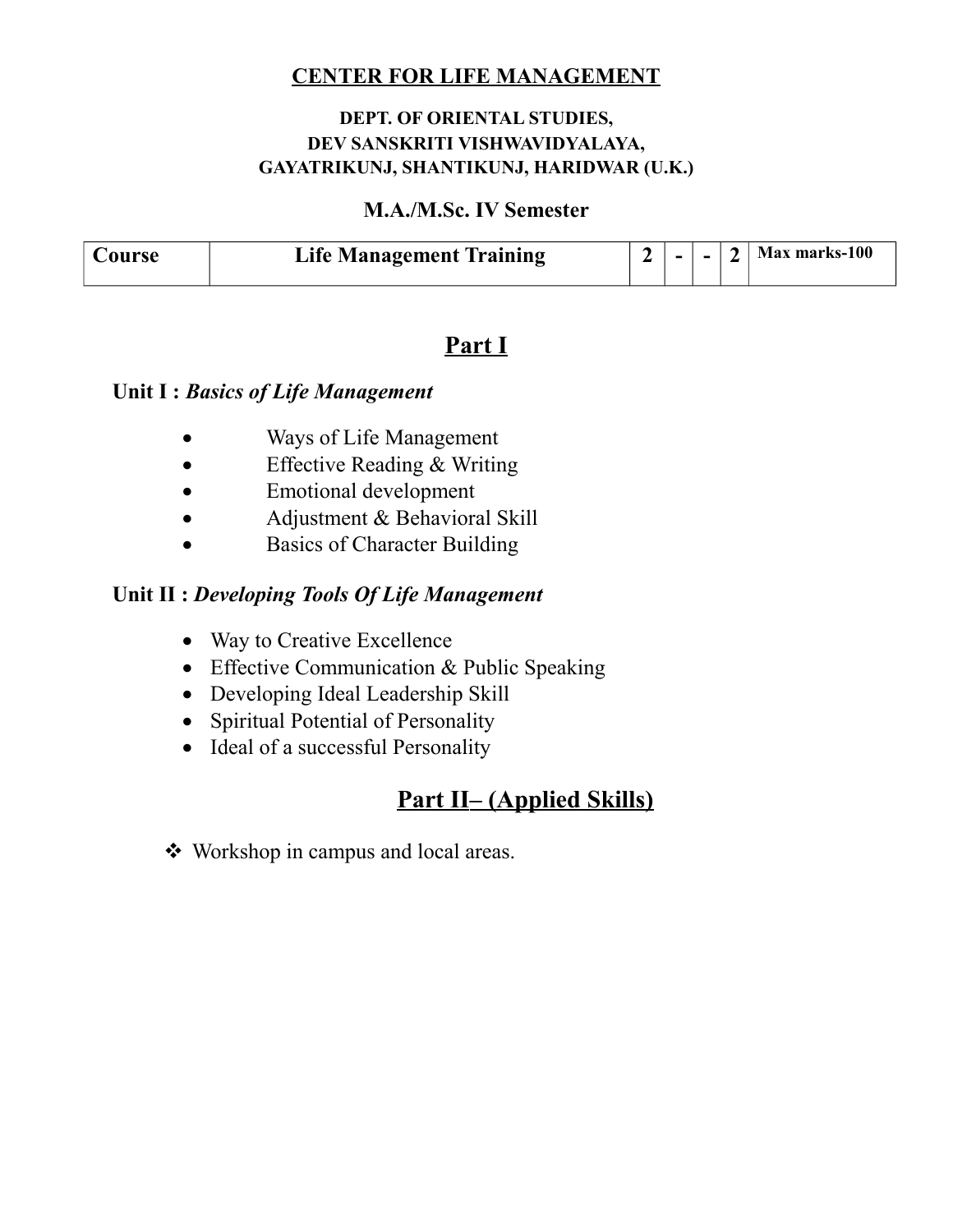**CENTER FOR LIFE MANAGEMENT**

**DEPT. OF ORIENTAL STUDIES,**
**DEV SANSKRITI VISHWAVIDYALAYA,**
**GAYATRIKUNJ, SHANTIKUNJ, HARIDWAR (U.K.)**

**M.A./M.Sc. IV Semester**

| Course | Life Management Training | 2 | - | - | 2 | Max marks-100 |
|---|---|---|---|---|---|---|

## Part I

**Unit I :** ***Basics of Life Management***

- Ways of Life Management
- Effective Reading & Writing
- Emotional development
- Adjustment & Behavioral Skill
- Basics of Character Building

**Unit II :** ***Developing Tools Of Life Management***

- Way to Creative Excellence
- Effective Communication & Public Speaking
- Developing Ideal Leadership Skill
- Spiritual Potential of Personality
- Ideal of a successful Personality

## Part II– (Applied Skills)

- Workshop in campus and local areas.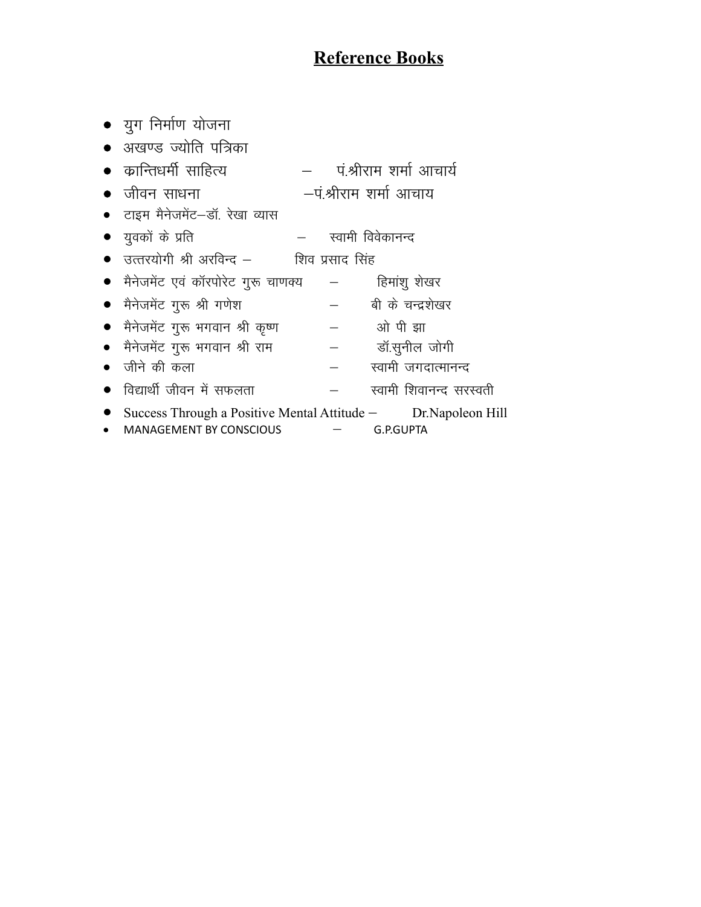## Reference Books

- युग निर्माण योजना
- अखण्ड ज्योति पत्रिका
- क्रान्तिधर्मी साहित्य – पं.श्रीराम शर्मा आचार्य
- जीवन साधना –पं.श्रीराम शर्मा आचाय
- टाइम मैनेजमेंट–डॉ. रेखा व्यास
- युवकों के प्रति – स्वामी विवेकानन्द
- उत्तरयोगी श्री अरविन्द – शिव प्रसाद सिंह
- मैनेजमेंट एवं कॉरपोरेट गुरू चाणक्य – हिमांशु शेखर
- मैनेजमेंट गुरू श्री गणेश – बी के चन्द्रशेखर
- मैनेजमेंट गुरू भगवान श्री कृष्ण – ओ पी झा
- मैनेजमेंट गुरू भगवान श्री राम – डॉ.सुनील जोगी
- जीने की कला – स्वामी जगदात्मानन्द
- विद्यार्थी जीवन में सफलता – स्वामी शिवानन्द सरस्वती
- Success Through a Positive Mental Attitude – Dr.Napoleon Hill
- MANAGEMENT BY CONSCIOUS – G.P.GUPTA